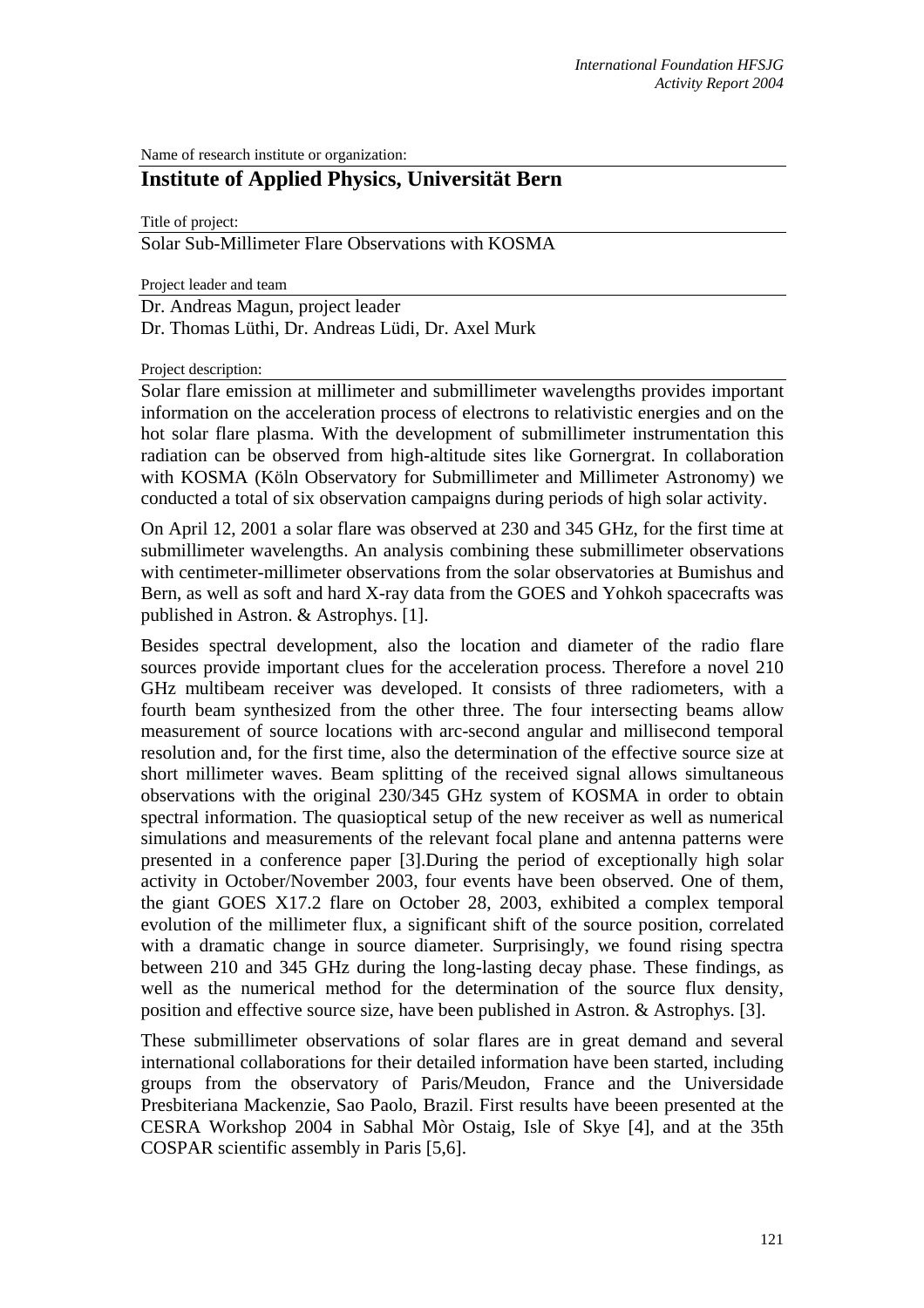Name of research institute or organization:

# Institute of Applied Physics, Universität Bern

Title of project:

Solar Sub-Millimeter Flare Observations with KOSMA

Project leader and team

Dr. Andreas Magun, project leader
Dr. Thomas Lüthi, Dr. Andreas Lüdi, Dr. Axel Murk

Project description:

Solar flare emission at millimeter and submillimeter wavelengths provides important information on the acceleration process of electrons to relativistic energies and on the hot solar flare plasma. With the development of submillimeter instrumentation this radiation can be observed from high-altitude sites like Gornergrat. In collaboration with KOSMA (Köln Observatory for Submillimeter and Millimeter Astronomy) we conducted a total of six observation campaigns during periods of high solar activity.

On April 12, 2001 a solar flare was observed at 230 and 345 GHz, for the first time at submillimeter wavelengths. An analysis combining these submillimeter observations with centimeter-millimeter observations from the solar observatories at Bumishus and Bern, as well as soft and hard X-ray data from the GOES and Yohkoh spacecrafts was published in Astron. & Astrophys. [1].

Besides spectral development, also the location and diameter of the radio flare sources provide important clues for the acceleration process. Therefore a novel 210 GHz multibeam receiver was developed. It consists of three radiometers, with a fourth beam synthesized from the other three. The four intersecting beams allow measurement of source locations with arc-second angular and millisecond temporal resolution and, for the first time, also the determination of the effective source size at short millimeter waves. Beam splitting of the received signal allows simultaneous observations with the original 230/345 GHz system of KOSMA in order to obtain spectral information. The quasioptical setup of the new receiver as well as numerical simulations and measurements of the relevant focal plane and antenna patterns were presented in a conference paper [3].During the period of exceptionally high solar activity in October/November 2003, four events have been observed. One of them, the giant GOES X17.2 flare on October 28, 2003, exhibited a complex temporal evolution of the millimeter flux, a significant shift of the source position, correlated with a dramatic change in source diameter. Surprisingly, we found rising spectra between 210 and 345 GHz during the long-lasting decay phase. These findings, as well as the numerical method for the determination of the source flux density, position and effective source size, have been published in Astron. & Astrophys. [3].

These submillimeter observations of solar flares are in great demand and several international collaborations for their detailed information have been started, including groups from the observatory of Paris/Meudon, France and the Universidade Presbiteriana Mackenzie, Sao Paolo, Brazil. First results have beeen presented at the CESRA Workshop 2004 in Sabhal Mòr Ostaig, Isle of Skye [4], and at the 35th COSPAR scientific assembly in Paris [5,6].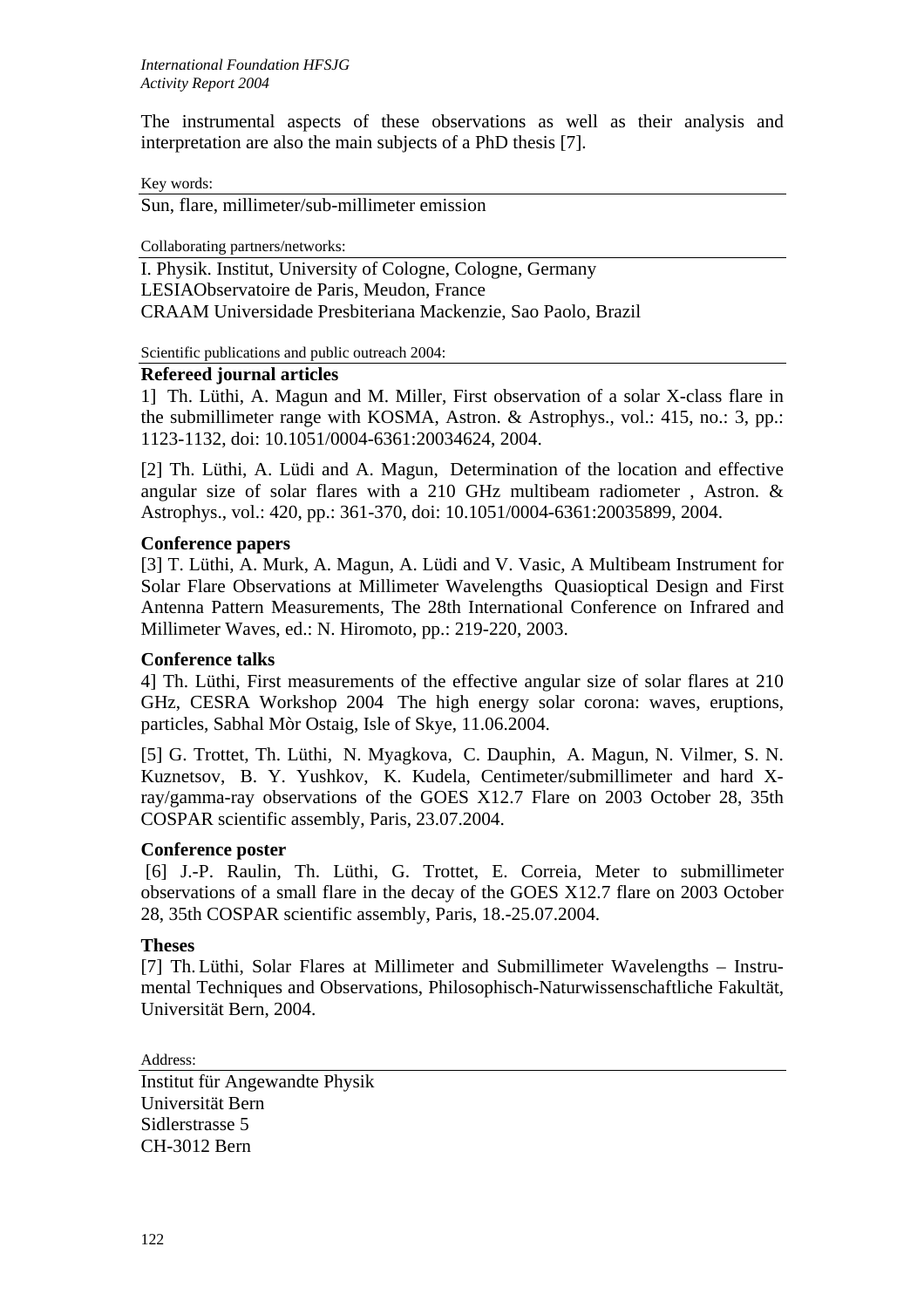The instrumental aspects of these observations as well as their analysis and interpretation are also the main subjects of a PhD thesis [7].

Key words:

Sun, flare, millimeter/sub-millimeter emission

Collaborating partners/networks:

I. Physik. Institut, University of Cologne, Cologne, Germany
LESIAObservatoire de Paris, Meudon, France
CRAAM Universidade Presbiteriana Mackenzie, Sao Paolo, Brazil

Scientific publications and public outreach 2004:

**Refereed journal articles**

1] Th. Lüthi, A. Magun and M. Miller, First observation of a solar X-class flare in the submillimeter range with KOSMA, Astron. & Astrophys., vol.: 415, no.: 3, pp.: 1123-1132, doi: 10.1051/0004-6361:20034624, 2004.

[2] Th. Lüthi, A. Lüdi and A. Magun, Determination of the location and effective angular size of solar flares with a 210 GHz multibeam radiometer , Astron. & Astrophys., vol.: 420, pp.: 361-370, doi: 10.1051/0004-6361:20035899, 2004.

**Conference papers**

[3] T. Lüthi, A. Murk, A. Magun, A. Lüdi and V. Vasic, A Multibeam Instrument for Solar Flare Observations at Millimeter Wavelengths Quasioptical Design and First Antenna Pattern Measurements, The 28th International Conference on Infrared and Millimeter Waves, ed.: N. Hiromoto, pp.: 219-220, 2003.

**Conference talks**

4] Th. Lüthi, First measurements of the effective angular size of solar flares at 210 GHz, CESRA Workshop 2004 The high energy solar corona: waves, eruptions, particles, Sabhal Mòr Ostaig, Isle of Skye, 11.06.2004.

[5] G. Trottet, Th. Lüthi, N. Myagkova, C. Dauphin, A. Magun, N. Vilmer, S. N. Kuznetsov, B. Y. Yushkov, K. Kudela, Centimeter/submillimeter and hard X-ray/gamma-ray observations of the GOES X12.7 Flare on 2003 October 28, 35th COSPAR scientific assembly, Paris, 23.07.2004.

**Conference poster**

[6] J.-P. Raulin, Th. Lüthi, G. Trottet, E. Correia, Meter to submillimeter observations of a small flare in the decay of the GOES X12.7 flare on 2003 October 28, 35th COSPAR scientific assembly, Paris, 18.-25.07.2004.

**Theses**

[7] Th. Lüthi, Solar Flares at Millimeter and Submillimeter Wavelengths – Instrumental Techniques and Observations, Philosophisch-Naturwissenschaftliche Fakultät, Universität Bern, 2004.

Address:

Institut für Angewandte Physik
Universität Bern
Sidlerstrasse 5
CH-3012 Bern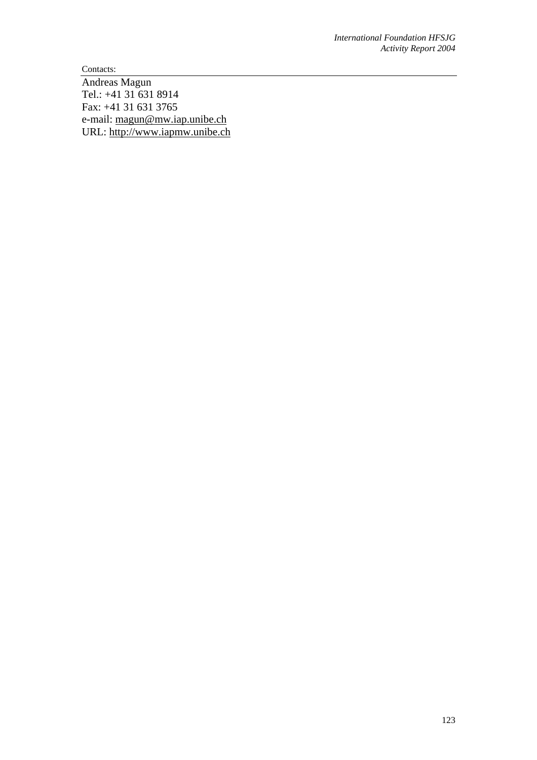Contacts:

Andreas Magun
Tel.: +41 31 631 8914
Fax: +41 31 631 3765
e-mail: magun@mw.iap.unibe.ch
URL: http://www.iapmw.unibe.ch